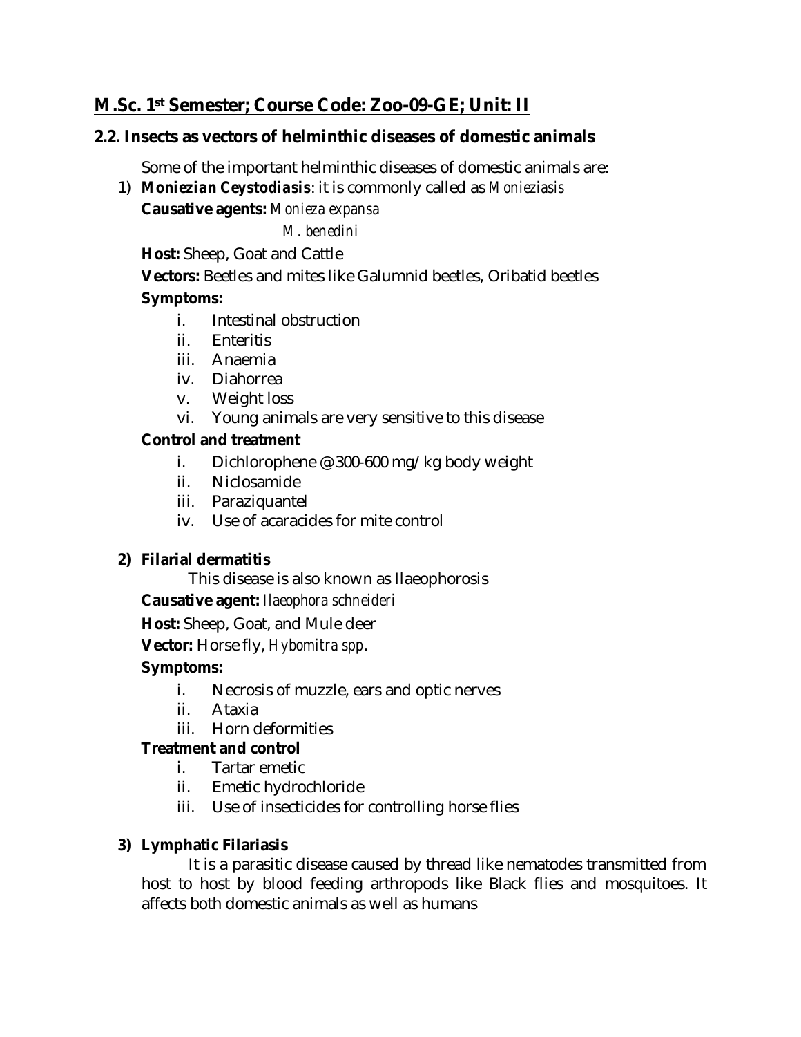## M.Sc. 1st Semester; Course Code: Zoo-09-GE; Unit: II

### 2.2. Insects as vectors of helminthic diseases of domestic animals

Some of the important helminthic diseases of domestic animals are:

1) ***Moniezian Ceystodiasis***: it is commonly called as *Monieziasis*

   **Causative agents:** *Monieza expansa*

   *M. benedini*

   **Host:** Sheep, Goat and Cattle

   **Vectors:** Beetles and mites like Galumnid beetles, Oribatid beetles

   **Symptoms:**

   i. Intestinal obstruction
   ii. Enteritis
   iii. Anaemia
   iv. Diahorrea
   v. Weight loss
   vi. Young animals are very sensitive to this disease

   **Control and treatment**

   i. Dichlorophene @ 300-600 mg/kg body weight
   ii. Niclosamide
   iii. Paraziquantel
   iv. Use of acaracides for mite control

2) **Filarial dermatitis**

   This disease is also known as Ilaeophorosis

   **Causative agent:** *Ilaeophora schneideri*

   **Host:** Sheep, Goat, and Mule deer

   **Vector:** Horse fly, *Hybomitra spp*.

   **Symptoms:**

   i. Necrosis of muzzle, ears and optic nerves
   ii. Ataxia
   iii. Horn deformities

   **Treatment and control**

   i. Tartar emetic
   ii. Emetic hydrochloride
   iii. Use of insecticides for controlling horse flies

3) **Lymphatic Filariasis**

   It is a parasitic disease caused by thread like nematodes transmitted from host to host by blood feeding arthropods like Black flies and mosquitoes. It affects both domestic animals as well as humans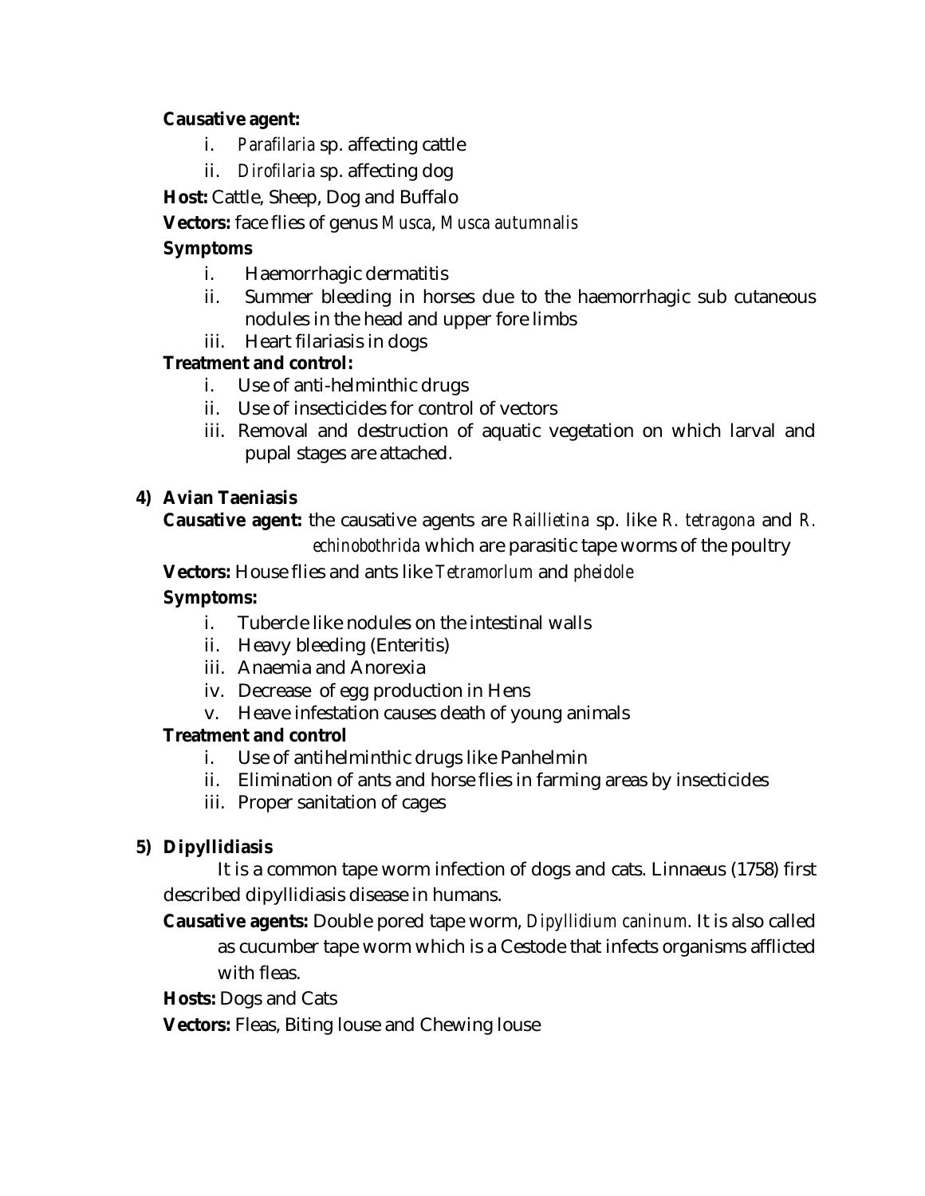**Causative agent:**

i. *Parafilaria* sp. affecting cattle
ii. *Dirofilaria* sp. affecting dog

**Host:** Cattle, Sheep, Dog and Buffalo

**Vectors:** face flies of genus *Musca*, *Musca autumnalis*

**Symptoms**

i. Haemorrhagic dermatitis
ii. Summer bleeding in horses due to the haemorrhagic sub cutaneous nodules in the head and upper fore limbs
iii. Heart filariasis in dogs

**Treatment and control:**

i. Use of anti-helminthic drugs
ii. Use of insecticides for control of vectors
iii. Removal and destruction of aquatic vegetation on which larval and pupal stages are attached.

**4) Avian Taeniasis**

**Causative agent:** the causative agents are *Raillietina* sp. like *R. tetragona* and *R. echinobothrida* which are parasitic tape worms of the poultry

**Vectors:** House flies and ants like *Tetramorlum* and *pheidole*

**Symptoms:**

i. Tubercle like nodules on the intestinal walls
ii. Heavy bleeding (Enteritis)
iii. Anaemia and Anorexia
iv. Decrease of egg production in Hens
v. Heave infestation causes death of young animals

**Treatment and control**

i. Use of antihelminthic drugs like Panhelmin
ii. Elimination of ants and horse flies in farming areas by insecticides
iii. Proper sanitation of cages

**5) Dipyllidiasis**

It is a common tape worm infection of dogs and cats. Linnaeus (1758) first described dipyllidiasis disease in humans.

**Causative agents:** Double pored tape worm, *Dipyllidium caninum*. It is also called as cucumber tape worm which is a Cestode that infects organisms afflicted with fleas.

**Hosts:** Dogs and Cats

**Vectors:** Fleas, Biting louse and Chewing louse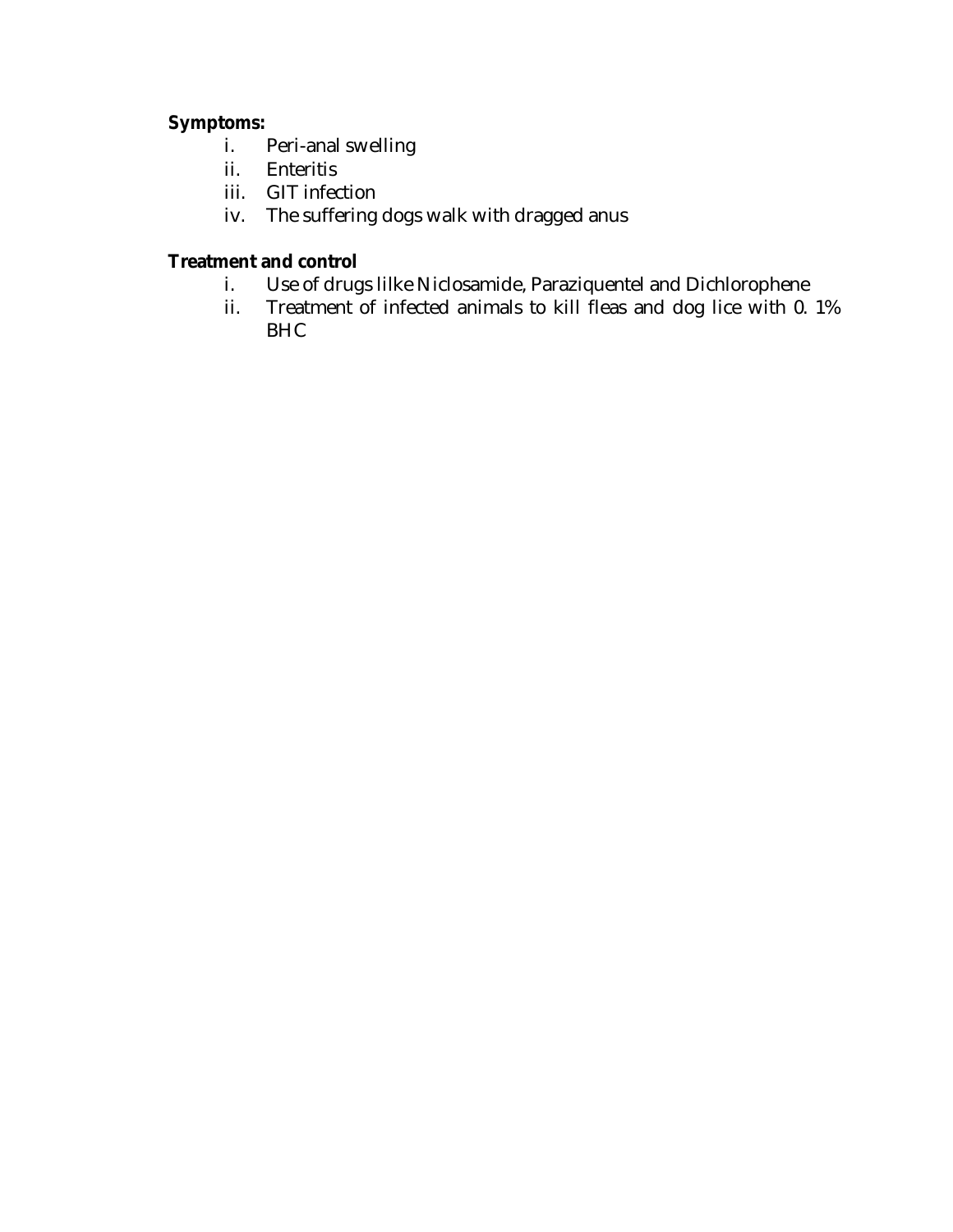**Symptoms:**

- i. Peri-anal swelling
- ii. Enteritis
- iii. GIT infection
- iv. The suffering dogs walk with dragged anus

**Treatment and control**

- i. Use of drugs lilke Niclosamide, Paraziquentel and Dichlorophene
- ii. Treatment of infected animals to kill fleas and dog lice with 0. 1% BHC